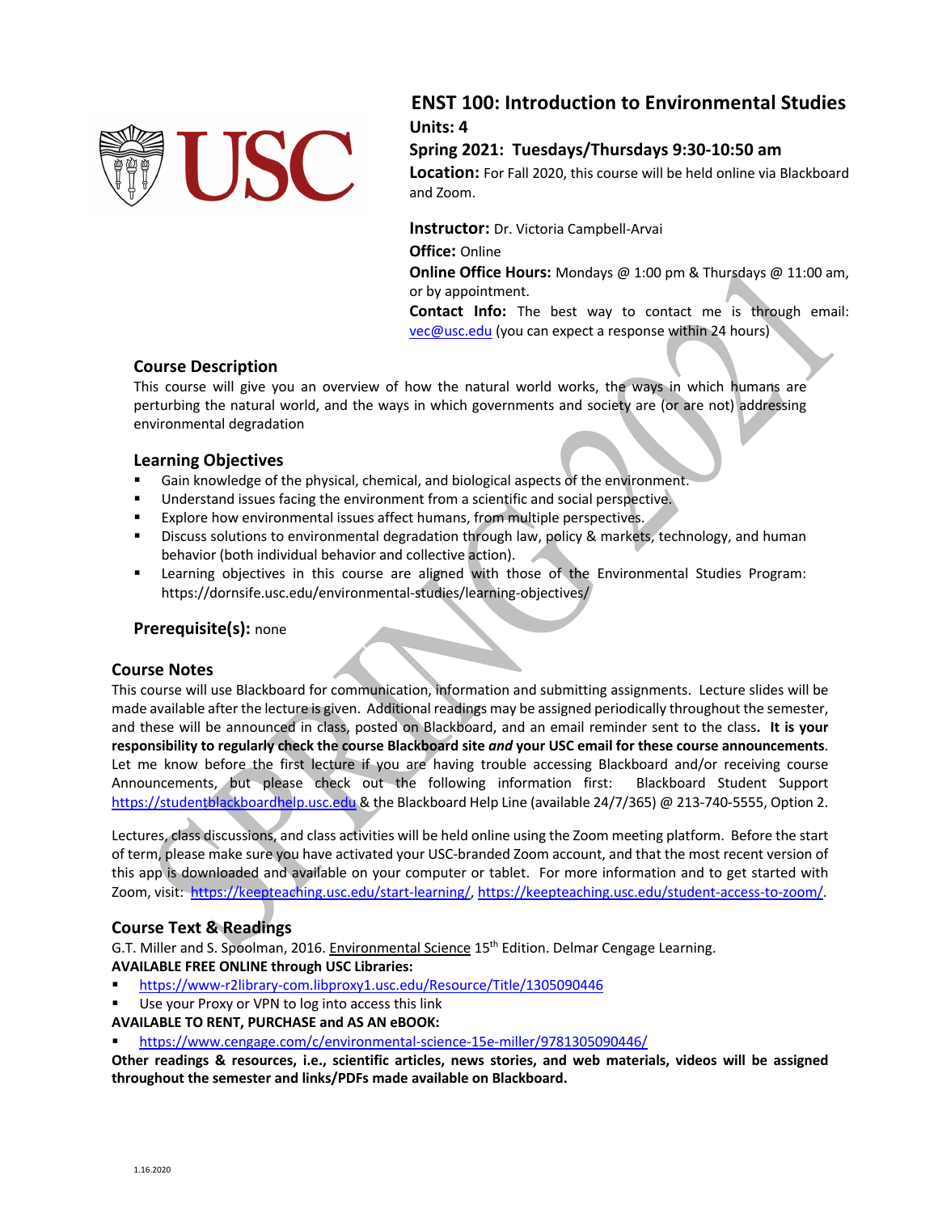# ENST 100: Introduction to Environmental Studies

**Units: 4**

**Spring 2021: Tuesdays/Thursdays 9:30-10:50 am**

**Location:** For Fall 2020, this course will be held online via Blackboard and Zoom.

**Instructor:** Dr. Victoria Campbell-Arvai

**Office:** Online

**Online Office Hours:** Mondays @ 1:00 pm & Thursdays @ 11:00 am, or by appointment.

**Contact Info:** The best way to contact me is through email: vec@usc.edu (you can expect a response within 24 hours)

## Course Description

This course will give you an overview of how the natural world works, the ways in which humans are perturbing the natural world, and the ways in which governments and society are (or are not) addressing environmental degradation

## Learning Objectives

- Gain knowledge of the physical, chemical, and biological aspects of the environment.
- Understand issues facing the environment from a scientific and social perspective.
- Explore how environmental issues affect humans, from multiple perspectives.
- Discuss solutions to environmental degradation through law, policy & markets, technology, and human behavior (both individual behavior and collective action).
- Learning objectives in this course are aligned with those of the Environmental Studies Program: https://dornsife.usc.edu/environmental-studies/learning-objectives/

**Prerequisite(s):** none

## Course Notes

This course will use Blackboard for communication, information and submitting assignments. Lecture slides will be made available after the lecture is given. Additional readings may be assigned periodically throughout the semester, and these will be announced in class, posted on Blackboard, and an email reminder sent to the class**. It is your responsibility to regularly check the course Blackboard site *and* your USC email for these course announcements**. Let me know before the first lecture if you are having trouble accessing Blackboard and/or receiving course Announcements, but please check out the following information first: Blackboard Student Support https://studentblackboardhelp.usc.edu & the Blackboard Help Line (available 24/7/365) @ 213-740-5555, Option 2.

Lectures, class discussions, and class activities will be held online using the Zoom meeting platform. Before the start of term, please make sure you have activated your USC-branded Zoom account, and that the most recent version of this app is downloaded and available on your computer or tablet. For more information and to get started with Zoom, visit: https://keepteaching.usc.edu/start-learning/, https://keepteaching.usc.edu/student-access-to-zoom/.

## Course Text & Readings

G.T. Miller and S. Spoolman, 2016. Environmental Science 15th Edition. Delmar Cengage Learning.

**AVAILABLE FREE ONLINE through USC Libraries:**

- https://www-r2library-com.libproxy1.usc.edu/Resource/Title/1305090446
- Use your Proxy or VPN to log into access this link

**AVAILABLE TO RENT, PURCHASE and AS AN eBOOK:**

- https://www.cengage.com/c/environmental-science-15e-miller/9781305090446/

**Other readings & resources, i.e., scientific articles, news stories, and web materials, videos will be assigned throughout the semester and links/PDFs made available on Blackboard.**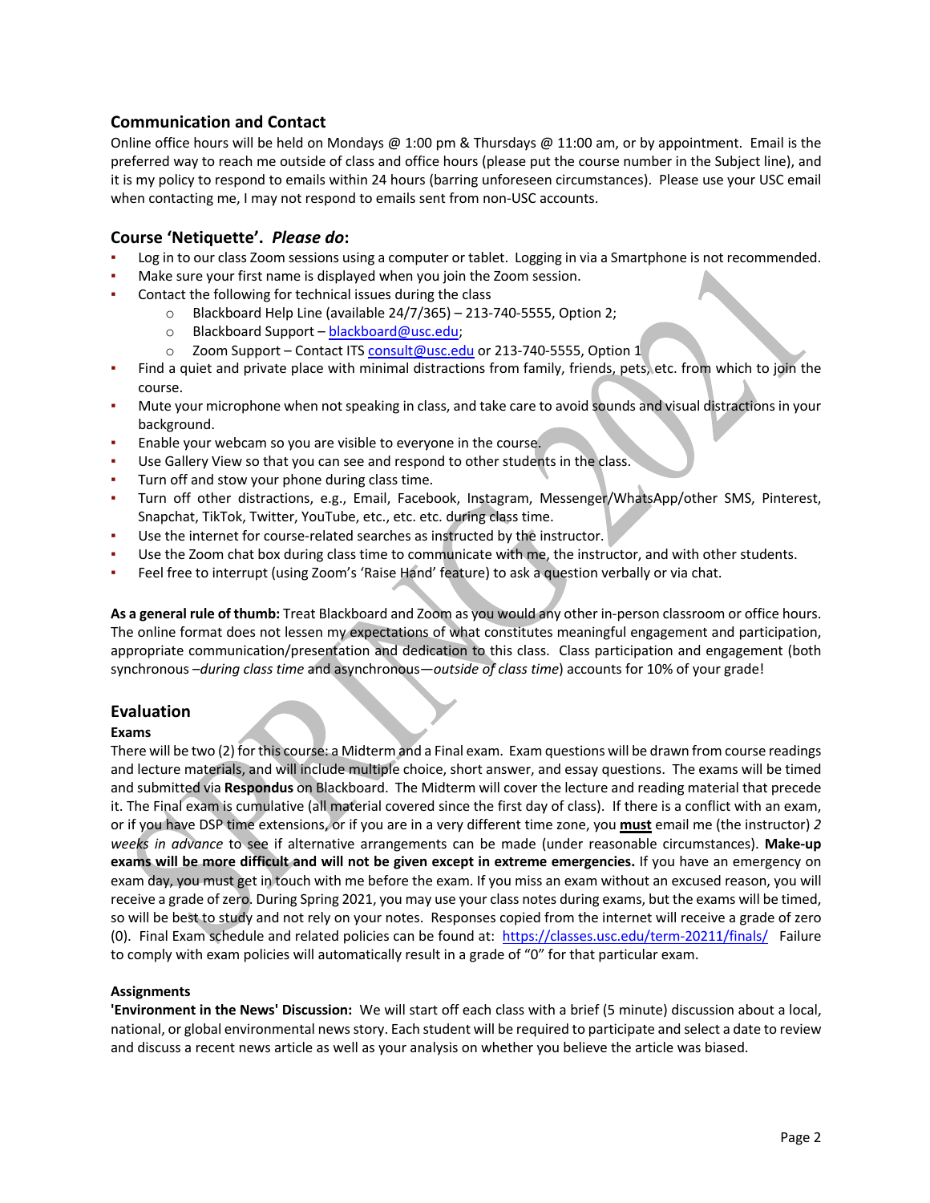## Communication and Contact

Online office hours will be held on Mondays @ 1:00 pm & Thursdays @ 11:00 am, or by appointment. Email is the preferred way to reach me outside of class and office hours (please put the course number in the Subject line), and it is my policy to respond to emails within 24 hours (barring unforeseen circumstances). Please use your USC email when contacting me, I may not respond to emails sent from non-USC accounts.

## Course 'Netiquette'. *Please do*:

- Log in to our class Zoom sessions using a computer or tablet. Logging in via a Smartphone is not recommended.
- Make sure your first name is displayed when you join the Zoom session.
- Contact the following for technical issues during the class
  - Blackboard Help Line (available 24/7/365) – 213-740-5555, Option 2;
  - Blackboard Support – blackboard@usc.edu;
  - Zoom Support – Contact ITS consult@usc.edu or 213-740-5555, Option 1
- Find a quiet and private place with minimal distractions from family, friends, pets, etc. from which to join the course.
- Mute your microphone when not speaking in class, and take care to avoid sounds and visual distractions in your background.
- Enable your webcam so you are visible to everyone in the course.
- Use Gallery View so that you can see and respond to other students in the class.
- Turn off and stow your phone during class time.
- Turn off other distractions, e.g., Email, Facebook, Instagram, Messenger/WhatsApp/other SMS, Pinterest, Snapchat, TikTok, Twitter, YouTube, etc., etc. etc. during class time.
- Use the internet for course-related searches as instructed by the instructor.
- Use the Zoom chat box during class time to communicate with me, the instructor, and with other students.
- Feel free to interrupt (using Zoom's 'Raise Hand' feature) to ask a question verbally or via chat.

**As a general rule of thumb:** Treat Blackboard and Zoom as you would any other in-person classroom or office hours. The online format does not lessen my expectations of what constitutes meaningful engagement and participation, appropriate communication/presentation and dedication to this class. Class participation and engagement (both synchronous –*during class time* and asynchronous—*outside of class time*) accounts for 10% of your grade!

## Evaluation

**Exams**

There will be two (2) for this course: a Midterm and a Final exam. Exam questions will be drawn from course readings and lecture materials, and will include multiple choice, short answer, and essay questions. The exams will be timed and submitted via **Respondus** on Blackboard. The Midterm will cover the lecture and reading material that precede it. The Final exam is cumulative (all material covered since the first day of class). If there is a conflict with an exam, or if you have DSP time extensions, or if you are in a very different time zone, you **must** email me (the instructor) *2 weeks in advance* to see if alternative arrangements can be made (under reasonable circumstances). **Make-up exams will be more difficult and will not be given except in extreme emergencies.** If you have an emergency on exam day, you must get in touch with me before the exam. If you miss an exam without an excused reason, you will receive a grade of zero. During Spring 2021, you may use your class notes during exams, but the exams will be timed, so will be best to study and not rely on your notes. Responses copied from the internet will receive a grade of zero (0). Final Exam schedule and related policies can be found at: https://classes.usc.edu/term-20211/finals/ Failure to comply with exam policies will automatically result in a grade of "0" for that particular exam.

**Assignments**

**'Environment in the News' Discussion:** We will start off each class with a brief (5 minute) discussion about a local, national, or global environmental news story. Each student will be required to participate and select a date to review and discuss a recent news article as well as your analysis on whether you believe the article was biased.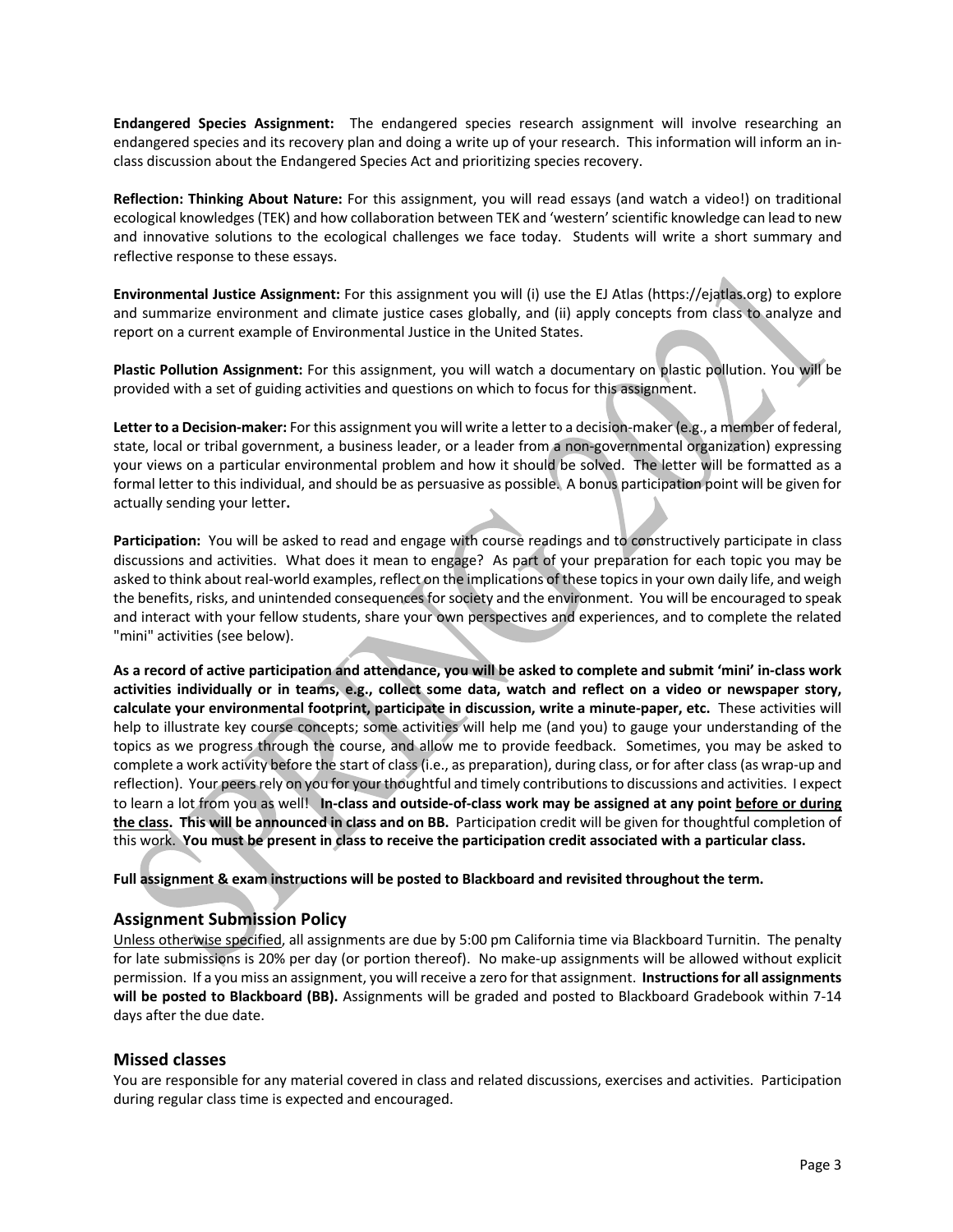**Endangered Species Assignment:** The endangered species research assignment will involve researching an endangered species and its recovery plan and doing a write up of your research. This information will inform an in-class discussion about the Endangered Species Act and prioritizing species recovery.

**Reflection: Thinking About Nature:** For this assignment, you will read essays (and watch a video!) on traditional ecological knowledges (TEK) and how collaboration between TEK and 'western' scientific knowledge can lead to new and innovative solutions to the ecological challenges we face today. Students will write a short summary and reflective response to these essays.

**Environmental Justice Assignment:** For this assignment you will (i) use the EJ Atlas (https://ejatlas.org) to explore and summarize environment and climate justice cases globally, and (ii) apply concepts from class to analyze and report on a current example of Environmental Justice in the United States.

**Plastic Pollution Assignment:** For this assignment, you will watch a documentary on plastic pollution. You will be provided with a set of guiding activities and questions on which to focus for this assignment.

**Letter to a Decision-maker:** For this assignment you will write a letter to a decision-maker (e.g., a member of federal, state, local or tribal government, a business leader, or a leader from a non-governmental organization) expressing your views on a particular environmental problem and how it should be solved. The letter will be formatted as a formal letter to this individual, and should be as persuasive as possible. A bonus participation point will be given for actually sending your letter**.**

**Participation:** You will be asked to read and engage with course readings and to constructively participate in class discussions and activities. What does it mean to engage? As part of your preparation for each topic you may be asked to think about real-world examples, reflect on the implications of these topics in your own daily life, and weigh the benefits, risks, and unintended consequences for society and the environment. You will be encouraged to speak and interact with your fellow students, share your own perspectives and experiences, and to complete the related "mini" activities (see below).

**As a record of active participation and attendance, you will be asked to complete and submit 'mini' in-class work activities individually or in teams, e.g., collect some data, watch and reflect on a video or newspaper story, calculate your environmental footprint, participate in discussion, write a minute-paper, etc.** These activities will help to illustrate key course concepts; some activities will help me (and you) to gauge your understanding of the topics as we progress through the course, and allow me to provide feedback. Sometimes, you may be asked to complete a work activity before the start of class (i.e., as preparation), during class, or for after class (as wrap-up and reflection). Your peers rely on you for your thoughtful and timely contributions to discussions and activities. I expect to learn a lot from you as well! **In-class and outside-of-class work may be assigned at any point <u>before or during the class</u>. This will be announced in class and on BB.** Participation credit will be given for thoughtful completion of this work. **You must be present in class to receive the participation credit associated with a particular class.**

**Full assignment & exam instructions will be posted to Blackboard and revisited throughout the term.**

## Assignment Submission Policy

<u>Unless otherwise specified</u>, all assignments are due by 5:00 pm California time via Blackboard Turnitin. The penalty for late submissions is 20% per day (or portion thereof). No make-up assignments will be allowed without explicit permission. If a you miss an assignment, you will receive a zero for that assignment. **Instructions for all assignments will be posted to Blackboard (BB).** Assignments will be graded and posted to Blackboard Gradebook within 7-14 days after the due date.

## Missed classes

You are responsible for any material covered in class and related discussions, exercises and activities. Participation during regular class time is expected and encouraged.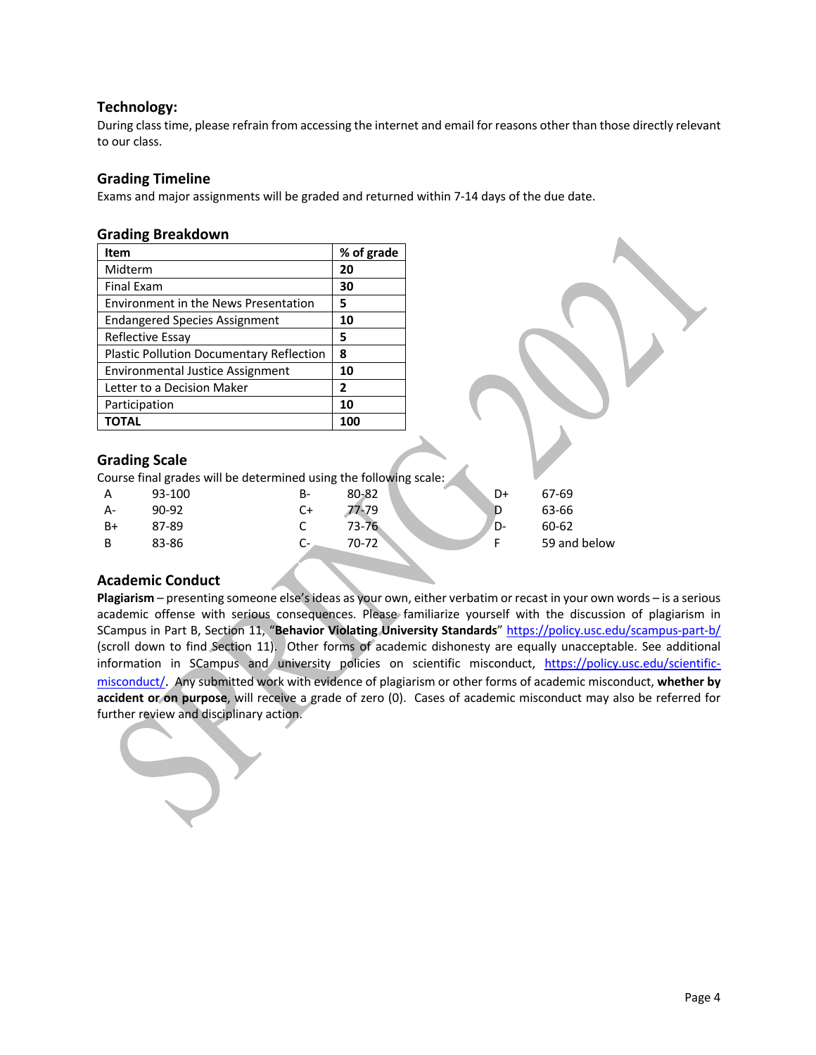### Technology:

During class time, please refrain from accessing the internet and email for reasons other than those directly relevant to our class.

### Grading Timeline

Exams and major assignments will be graded and returned within 7-14 days of the due date.

### Grading Breakdown

| Item | % of grade |
|---|---|
| Midterm | **20** |
| Final Exam | **30** |
| Environment in the News Presentation | **5** |
| Endangered Species Assignment | **10** |
| Reflective Essay | **5** |
| Plastic Pollution Documentary Reflection | **8** |
| Environmental Justice Assignment | **10** |
| Letter to a Decision Maker | **2** |
| Participation | **10** |
| **TOTAL** | **100** |

### Grading Scale

Course final grades will be determined using the following scale:

| | | | | | |
|---|---|---|---|---|---|
| A | 93-100 | B- | 80-82 | D+ | 67-69 |
| A- | 90-92 | C+ | 77-79 | D | 63-66 |
| B+ | 87-89 | C | 73-76 | D- | 60-62 |
| B | 83-86 | C- | 70-72 | F | 59 and below |

### Academic Conduct

**Plagiarism** – presenting someone else's ideas as your own, either verbatim or recast in your own words – is a serious academic offense with serious consequences. Please familiarize yourself with the discussion of plagiarism in SCampus in Part B, Section 11, "**Behavior Violating University Standards**" https://policy.usc.edu/scampus-part-b/ (scroll down to find Section 11). Other forms of academic dishonesty are equally unacceptable. See additional information in SCampus and university policies on scientific misconduct, https://policy.usc.edu/scientific-misconduct/. Any submitted work with evidence of plagiarism or other forms of academic misconduct, **whether by accident or on purpose**, will receive a grade of zero (0). Cases of academic misconduct may also be referred for further review and disciplinary action.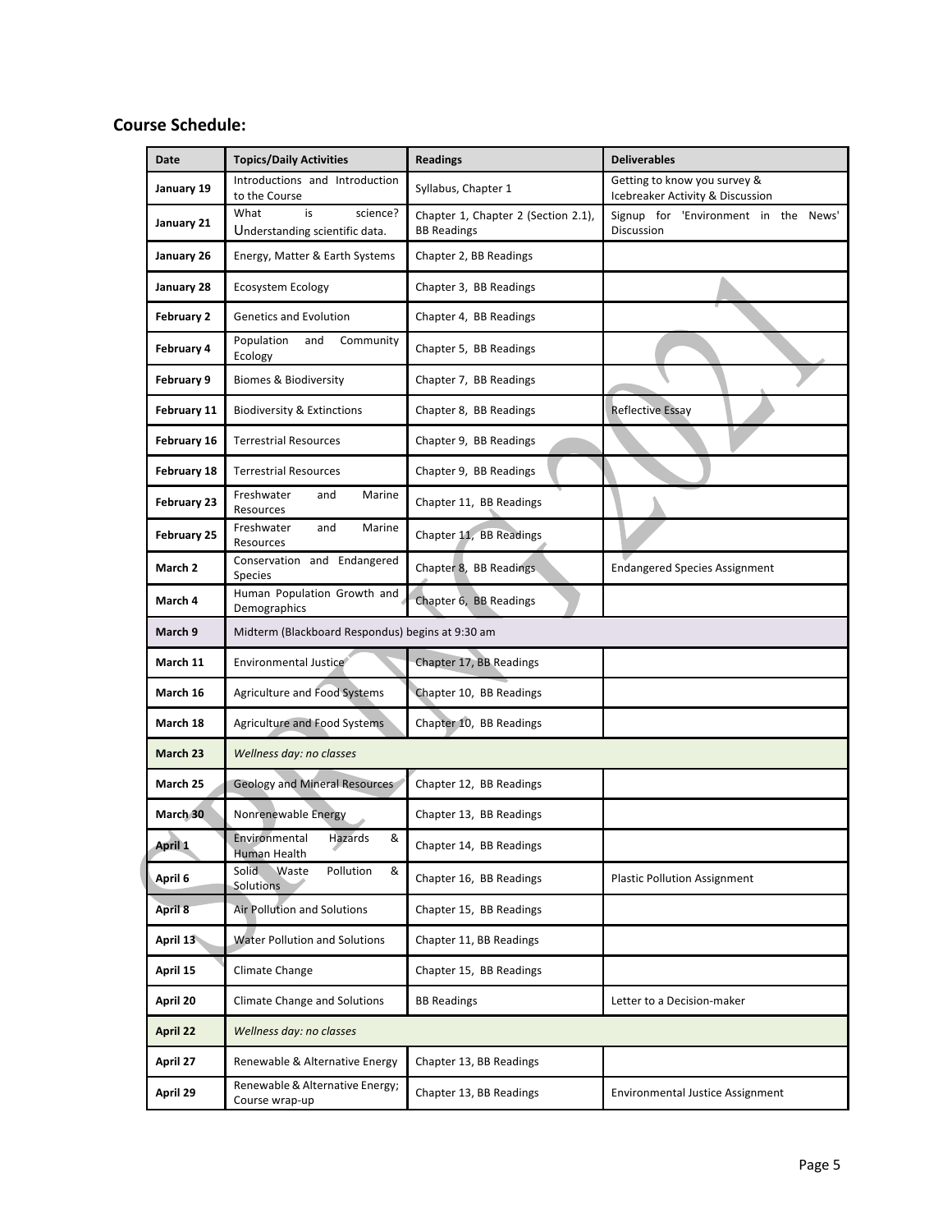## Course Schedule:

| Date | Topics/Daily Activities | Readings | Deliverables |
|---|---|---|---|
| January 19 | Introductions and Introduction to the Course | Syllabus, Chapter 1 | Getting to know you survey & Icebreaker Activity & Discussion |
| January 21 | What is science? Understanding scientific data. | Chapter 1, Chapter 2 (Section 2.1), BB Readings | Signup for 'Environment in the News' Discussion |
| January 26 | Energy, Matter & Earth Systems | Chapter 2, BB Readings | |
| January 28 | Ecosystem Ecology | Chapter 3, BB Readings | |
| February 2 | Genetics and Evolution | Chapter 4, BB Readings | |
| February 4 | Population and Community Ecology | Chapter 5, BB Readings | |
| February 9 | Biomes & Biodiversity | Chapter 7, BB Readings | |
| February 11 | Biodiversity & Extinctions | Chapter 8, BB Readings | Reflective Essay |
| February 16 | Terrestrial Resources | Chapter 9, BB Readings | |
| February 18 | Terrestrial Resources | Chapter 9, BB Readings | |
| February 23 | Freshwater and Marine Resources | Chapter 11, BB Readings | |
| February 25 | Freshwater and Marine Resources | Chapter 11, BB Readings | |
| March 2 | Conservation and Endangered Species | Chapter 8, BB Readings | Endangered Species Assignment |
| March 4 | Human Population Growth and Demographics | Chapter 6, BB Readings | |
| March 9 | Midterm (Blackboard Respondus) begins at 9:30 am | | |
| March 11 | Environmental Justice | Chapter 17, BB Readings | |
| March 16 | Agriculture and Food Systems | Chapter 10, BB Readings | |
| March 18 | Agriculture and Food Systems | Chapter 10, BB Readings | |
| March 23 | *Wellness day: no classes* | | |
| March 25 | Geology and Mineral Resources | Chapter 12, BB Readings | |
| March 30 | Nonrenewable Energy | Chapter 13, BB Readings | |
| April 1 | Environmental Hazards & Human Health | Chapter 14, BB Readings | |
| April 6 | Solid Waste Pollution & Solutions | Chapter 16, BB Readings | Plastic Pollution Assignment |
| April 8 | Air Pollution and Solutions | Chapter 15, BB Readings | |
| April 13 | Water Pollution and Solutions | Chapter 11, BB Readings | |
| April 15 | Climate Change | Chapter 15, BB Readings | |
| April 20 | Climate Change and Solutions | BB Readings | Letter to a Decision-maker |
| April 22 | *Wellness day: no classes* | | |
| April 27 | Renewable & Alternative Energy | Chapter 13, BB Readings | |
| April 29 | Renewable & Alternative Energy; Course wrap-up | Chapter 13, BB Readings | Environmental Justice Assignment |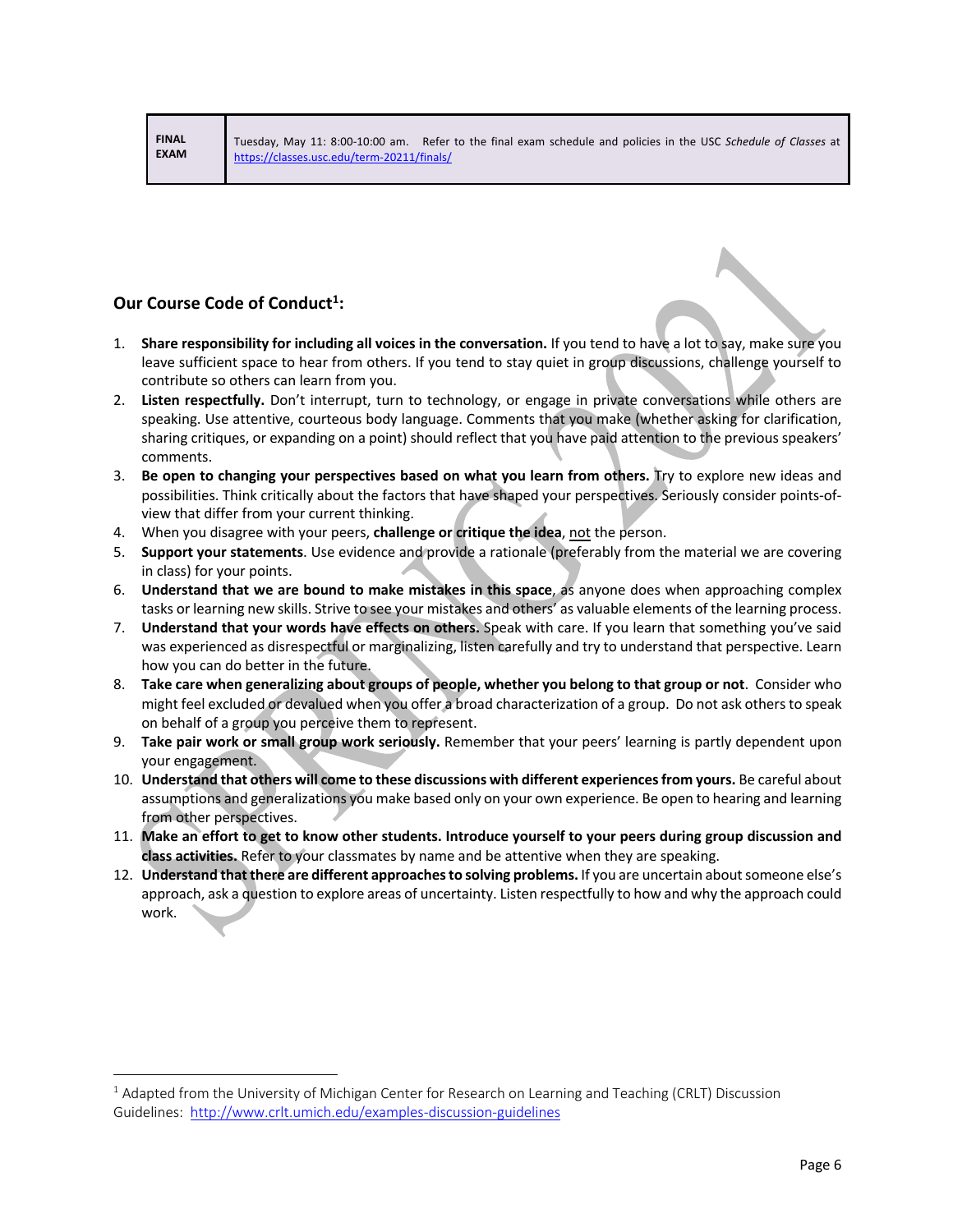| FINAL EXAM | Tuesday, May 11: 8:00-10:00 am. Refer to the final exam schedule and policies in the USC *Schedule of Classes* at https://classes.usc.edu/term-20211/finals/ |
|---|---|

## Our Course Code of Conduct[1]:

1. **Share responsibility for including all voices in the conversation.** If you tend to have a lot to say, make sure you leave sufficient space to hear from others. If you tend to stay quiet in group discussions, challenge yourself to contribute so others can learn from you.
2. **Listen respectfully.** Don't interrupt, turn to technology, or engage in private conversations while others are speaking. Use attentive, courteous body language. Comments that you make (whether asking for clarification, sharing critiques, or expanding on a point) should reflect that you have paid attention to the previous speakers' comments.
3. **Be open to changing your perspectives based on what you learn from others.** Try to explore new ideas and possibilities. Think critically about the factors that have shaped your perspectives. Seriously consider points-of-view that differ from your current thinking.
4. When you disagree with your peers, **challenge or critique the idea**, not the person.
5. **Support your statements**. Use evidence and provide a rationale (preferably from the material we are covering in class) for your points.
6. **Understand that we are bound to make mistakes in this space**, as anyone does when approaching complex tasks or learning new skills. Strive to see your mistakes and others' as valuable elements of the learning process.
7. **Understand that your words have effects on others.** Speak with care. If you learn that something you've said was experienced as disrespectful or marginalizing, listen carefully and try to understand that perspective. Learn how you can do better in the future.
8. **Take care when generalizing about groups of people, whether you belong to that group or not**. Consider who might feel excluded or devalued when you offer a broad characterization of a group. Do not ask others to speak on behalf of a group you perceive them to represent.
9. **Take pair work or small group work seriously.** Remember that your peers' learning is partly dependent upon your engagement.
10. **Understand that others will come to these discussions with different experiences from yours.** Be careful about assumptions and generalizations you make based only on your own experience. Be open to hearing and learning from other perspectives.
11. **Make an effort to get to know other students. Introduce yourself to your peers during group discussion and class activities.** Refer to your classmates by name and be attentive when they are speaking.
12. **Understand that there are different approaches to solving problems.** If you are uncertain about someone else's approach, ask a question to explore areas of uncertainty. Listen respectfully to how and why the approach could work.

---

[1] Adapted from the University of Michigan Center for Research on Learning and Teaching (CRLT) Discussion Guidelines: http://www.crlt.umich.edu/examples-discussion-guidelines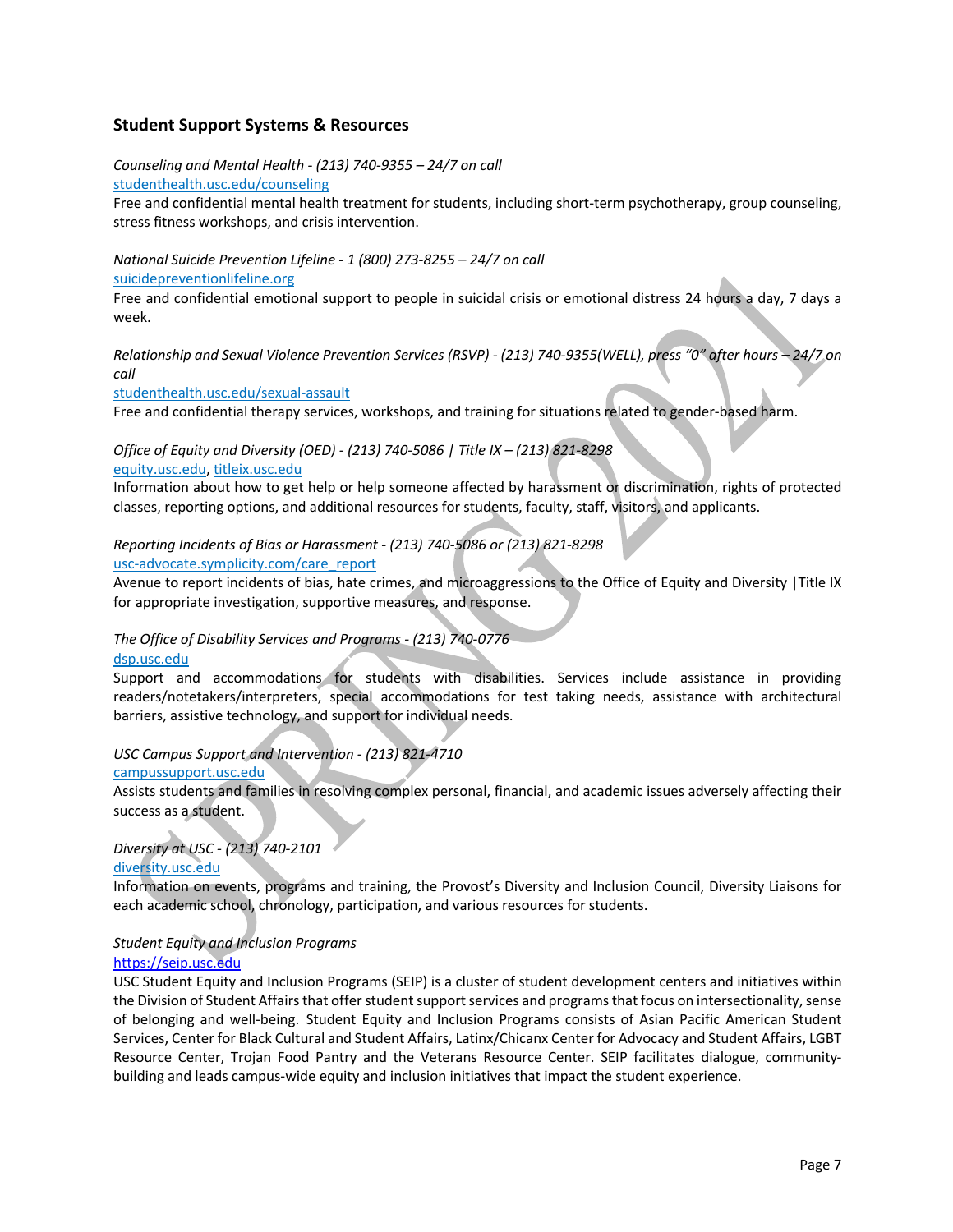### Student Support Systems & Resources

*Counseling and Mental Health - (213) 740-9355 – 24/7 on call*
studenthealth.usc.edu/counseling
Free and confidential mental health treatment for students, including short-term psychotherapy, group counseling, stress fitness workshops, and crisis intervention.

*National Suicide Prevention Lifeline - 1 (800) 273-8255 – 24/7 on call*
suicidepreventionlifeline.org
Free and confidential emotional support to people in suicidal crisis or emotional distress 24 hours a day, 7 days a week.

*Relationship and Sexual Violence Prevention Services (RSVP) - (213) 740-9355(WELL), press "0" after hours – 24/7 on call*
studenthealth.usc.edu/sexual-assault
Free and confidential therapy services, workshops, and training for situations related to gender-based harm.

*Office of Equity and Diversity (OED) - (213) 740-5086 | Title IX – (213) 821-8298*
equity.usc.edu, titleix.usc.edu
Information about how to get help or help someone affected by harassment or discrimination, rights of protected classes, reporting options, and additional resources for students, faculty, staff, visitors, and applicants.

*Reporting Incidents of Bias or Harassment - (213) 740-5086 or (213) 821-8298*
usc-advocate.symplicity.com/care_report
Avenue to report incidents of bias, hate crimes, and microaggressions to the Office of Equity and Diversity |Title IX for appropriate investigation, supportive measures, and response.

*The Office of Disability Services and Programs - (213) 740-0776*
dsp.usc.edu
Support and accommodations for students with disabilities. Services include assistance in providing readers/notetakers/interpreters, special accommodations for test taking needs, assistance with architectural barriers, assistive technology, and support for individual needs.

*USC Campus Support and Intervention - (213) 821-4710*
campussupport.usc.edu
Assists students and families in resolving complex personal, financial, and academic issues adversely affecting their success as a student.

*Diversity at USC - (213) 740-2101*
diversity.usc.edu
Information on events, programs and training, the Provost's Diversity and Inclusion Council, Diversity Liaisons for each academic school, chronology, participation, and various resources for students.

*Student Equity and Inclusion Programs*
https://seip.usc.edu
USC Student Equity and Inclusion Programs (SEIP) is a cluster of student development centers and initiatives within the Division of Student Affairs that offer student support services and programs that focus on intersectionality, sense of belonging and well-being. Student Equity and Inclusion Programs consists of Asian Pacific American Student Services, Center for Black Cultural and Student Affairs, Latinx/Chicanx Center for Advocacy and Student Affairs, LGBT Resource Center, Trojan Food Pantry and the Veterans Resource Center. SEIP facilitates dialogue, community-building and leads campus-wide equity and inclusion initiatives that impact the student experience.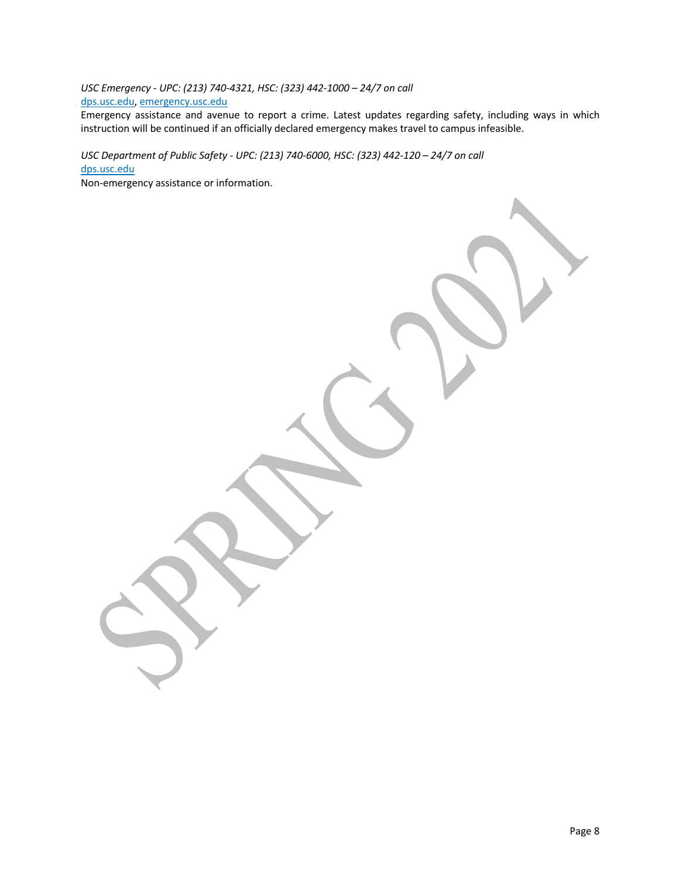*USC Emergency - UPC: (213) 740-4321, HSC: (323) 442-1000 – 24/7 on call*
dps.usc.edu, emergency.usc.edu
Emergency assistance and avenue to report a crime. Latest updates regarding safety, including ways in which instruction will be continued if an officially declared emergency makes travel to campus infeasible.

*USC Department of Public Safety - UPC: (213) 740-6000, HSC: (323) 442-120 – 24/7 on call*
dps.usc.edu
Non-emergency assistance or information.